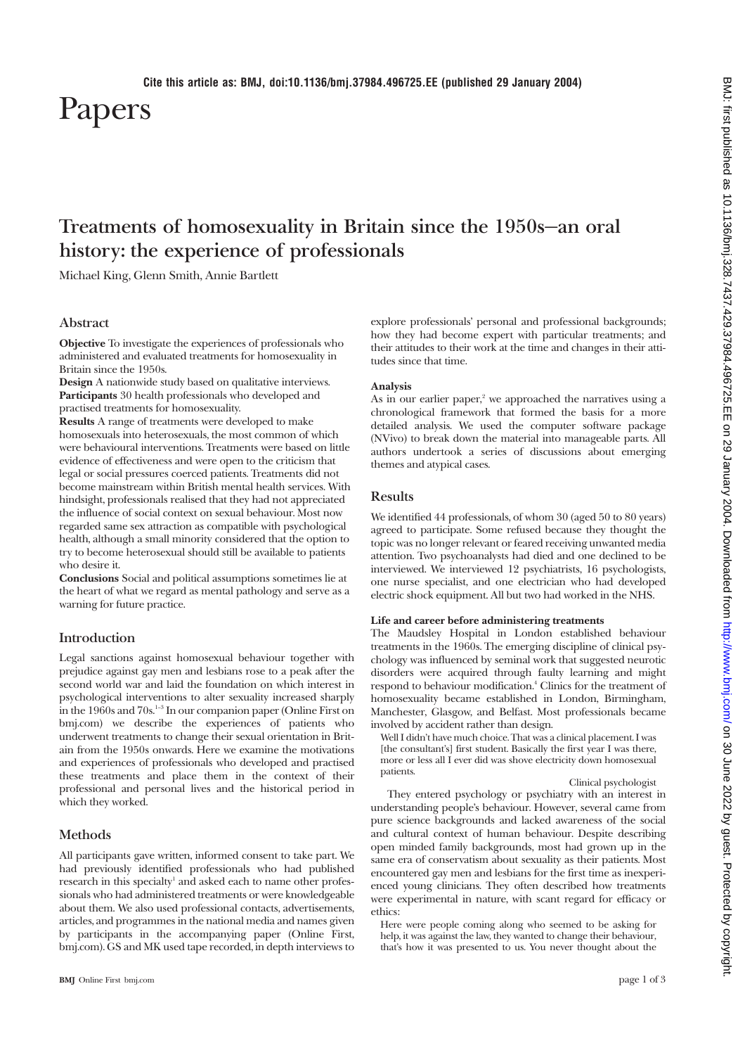Cite this article as: BMJ, doi:10.1136/bmj.37984.496725.EE (published 29 January 2004)

# Papers

## Treatments of homosexuality in Britain since the 1950s—an oral history: the experience of professionals

Michael King, Glenn Smith, Annie Bartlett

### Abstract

**Objective** To investigate the experiences of professionals who administered and evaluated treatments for homosexuality in Britain since the 1950s.

**Design** A nationwide study based on qualitative interviews.

**Participants** 30 health professionals who developed and practised treatments for homosexuality.

**Results** A range of treatments were developed to make homosexuals into heterosexuals, the most common of which were behavioural interventions. Treatments were based on little evidence of effectiveness and were open to the criticism that legal or social pressures coerced patients. Treatments did not become mainstream within British mental health services. With hindsight, professionals realised that they had not appreciated the influence of social context on sexual behaviour. Most now regarded same sex attraction as compatible with psychological health, although a small minority considered that the option to try to become heterosexual should still be available to patients who desire it.

**Conclusions** Social and political assumptions sometimes lie at the heart of what we regard as mental pathology and serve as a warning for future practice.

### Introduction

Legal sanctions against homosexual behaviour together with prejudice against gay men and lesbians rose to a peak after the second world war and laid the foundation on which interest in psychological interventions to alter sexuality increased sharply in the 1960s and 70s.[1-3] In our companion paper (Online First on bmj.com) we describe the experiences of patients who underwent treatments to change their sexual orientation in Britain from the 1950s onwards. Here we examine the motivations and experiences of professionals who developed and practised these treatments and place them in the context of their professional and personal lives and the historical period in which they worked.

### Methods

All participants gave written, informed consent to take part. We had previously identified professionals who had published research in this specialty[1] and asked each to name other professionals who had administered treatments or were knowledgeable about them. We also used professional contacts, advertisements, articles, and programmes in the national media and names given by participants in the accompanying paper (Online First, bmj.com). GS and MK used tape recorded, in depth interviews to explore professionals' personal and professional backgrounds; how they had become expert with particular treatments; and their attitudes to their work at the time and changes in their attitudes since that time.

#### Analysis

As in our earlier paper,[2] we approached the narratives using a chronological framework that formed the basis for a more detailed analysis. We used the computer software package (NVivo) to break down the material into manageable parts. All authors undertook a series of discussions about emerging themes and atypical cases.

### Results

We identified 44 professionals, of whom 30 (aged 50 to 80 years) agreed to participate. Some refused because they thought the topic was no longer relevant or feared receiving unwanted media attention. Two psychoanalysts had died and one declined to be interviewed. We interviewed 12 psychiatrists, 16 psychologists, one nurse specialist, and one electrician who had developed electric shock equipment. All but two had worked in the NHS.

#### Life and career before administering treatments

The Maudsley Hospital in London established behaviour treatments in the 1960s. The emerging discipline of clinical psychology was influenced by seminal work that suggested neurotic disorders were acquired through faulty learning and might respond to behaviour modification.[4] Clinics for the treatment of homosexuality became established in London, Birmingham, Manchester, Glasgow, and Belfast. Most professionals became involved by accident rather than design.

> Well I didn't have much choice. That was a clinical placement. I was [the consultant's] first student. Basically the first year I was there, more or less all I ever did was shove electricity down homosexual patients.
>
> Clinical psychologist

They entered psychology or psychiatry with an interest in understanding people's behaviour. However, several came from pure science backgrounds and lacked awareness of the social and cultural context of human behaviour. Despite describing open minded family backgrounds, most had grown up in the same era of conservatism about sexuality as their patients. Most encountered gay men and lesbians for the first time as inexperienced young clinicians. They often described how treatments were experimental in nature, with scant regard for efficacy or ethics:

> Here were people coming along who seemed to be asking for help, it was against the law, they wanted to change their behaviour, that's how it was presented to us. You never thought about the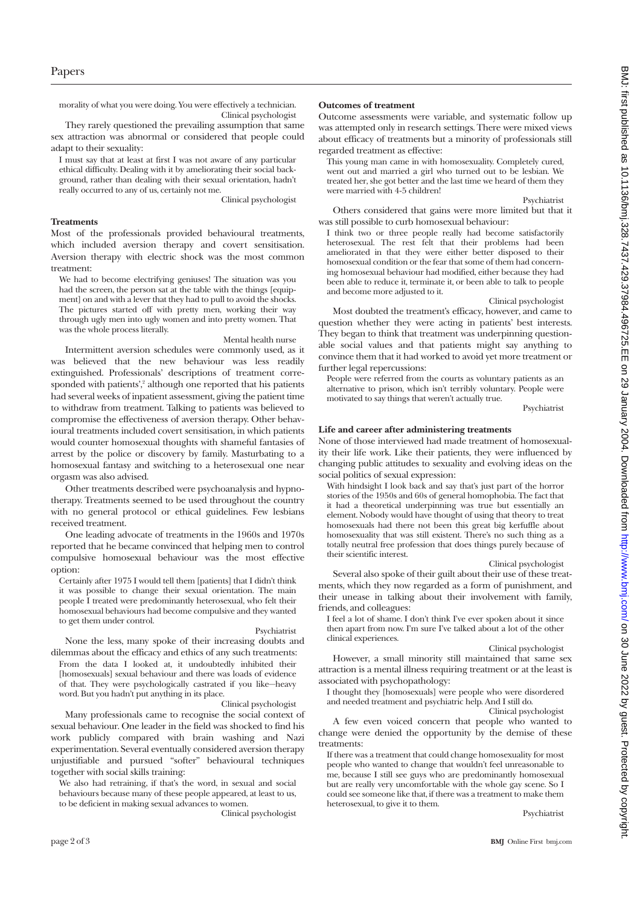morality of what you were doing. You were effectively a technician.

Clinical psychologist

They rarely questioned the prevailing assumption that same sex attraction was abnormal or considered that people could adapt to their sexuality:

> I must say that at least at first I was not aware of any particular ethical difficulty. Dealing with it by ameliorating their social background, rather than dealing with their sexual orientation, hadn't really occurred to any of us, certainly not me.
>
> Clinical psychologist

### Treatments

Most of the professionals provided behavioural treatments, which included aversion therapy and covert sensitisation. Aversion therapy with electric shock was the most common treatment:

> We had to become electrifying geniuses! The situation was you had the screen, the person sat at the table with the things [equipment] on and with a lever that they had to pull to avoid the shocks. The pictures started off with pretty men, working their way through ugly men into ugly women and into pretty women. That was the whole process literally.
>
> Mental health nurse

Intermittent aversion schedules were commonly used, as it was believed that the new behaviour was less readily extinguished. Professionals' descriptions of treatment corresponded with patients',[2] although one reported that his patients had several weeks of inpatient assessment, giving the patient time to withdraw from treatment. Talking to patients was believed to compromise the effectiveness of aversion therapy. Other behavioural treatments included covert sensitisation, in which patients would counter homosexual thoughts with shameful fantasies of arrest by the police or discovery by family. Masturbating to a homosexual fantasy and switching to a heterosexual one near orgasm was also advised.

Other treatments described were psychoanalysis and hypnotherapy. Treatments seemed to be used throughout the country with no general protocol or ethical guidelines. Few lesbians received treatment.

One leading advocate of treatments in the 1960s and 1970s reported that he became convinced that helping men to control compulsive homosexual behaviour was the most effective option:

> Certainly after 1975 I would tell them [patients] that I didn't think it was possible to change their sexual orientation. The main people I treated were predominantly heterosexual, who felt their homosexual behaviours had become compulsive and they wanted to get them under control.
>
> Psychiatrist

None the less, many spoke of their increasing doubts and dilemmas about the efficacy and ethics of any such treatments:

> From the data I looked at, it undoubtedly inhibited their [homosexuals] sexual behaviour and there was loads of evidence of that. They were psychologically castrated if you like—heavy word. But you hadn't put anything in its place.
>
> Clinical psychologist

Many professionals came to recognise the social context of sexual behaviour. One leader in the field was shocked to find his work publicly compared with brain washing and Nazi experimentation. Several eventually considered aversion therapy unjustifiable and pursued "softer" behavioural techniques together with social skills training:

> We also had retraining, if that's the word, in sexual and social behaviours because many of these people appeared, at least to us, to be deficient in making sexual advances to women.
>
> Clinical psychologist

### Outcomes of treatment

Outcome assessments were variable, and systematic follow up was attempted only in research settings. There were mixed views about efficacy of treatments but a minority of professionals still regarded treatment as effective:

> This young man came in with homosexuality. Completely cured, went out and married a girl who turned out to be lesbian. We treated her, she got better and the last time we heard of them they were married with 4-5 children!
>
> Psychiatrist

Others considered that gains were more limited but that it was still possible to curb homosexual behaviour:

> I think two or three people really had become satisfactorily heterosexual. The rest felt that their problems had been ameliorated in that they were either better disposed to their homosexual condition or the fear that some of them had concerning homosexual behaviour had modified, either because they had been able to reduce it, terminate it, or been able to talk to people and become more adjusted to it.
>
> Clinical psychologist

Most doubted the treatment's efficacy, however, and came to question whether they were acting in patients' best interests. They began to think that treatment was underpinning questionable social values and that patients might say anything to convince them that it had worked to avoid yet more treatment or further legal repercussions:

> People were referred from the courts as voluntary patients as an alternative to prison, which isn't terribly voluntary. People were motivated to say things that weren't actually true.
>
> Psychiatrist

### Life and career after administering treatments

None of those interviewed had made treatment of homosexuality their life work. Like their patients, they were influenced by changing public attitudes to sexuality and evolving ideas on the social politics of sexual expression:

> With hindsight I look back and say that's just part of the horror stories of the 1950s and 60s of general homophobia. The fact that it had a theoretical underpinning was true but essentially an element. Nobody would have thought of using that theory to treat homosexuals had there not been this great big kerfuffle about homosexuality that was still existent. There's no such thing as a totally neutral free profession that does things purely because of their scientific interest.
>
> Clinical psychologist

Several also spoke of their guilt about their use of these treatments, which they now regarded as a form of punishment, and their unease in talking about their involvement with family, friends, and colleagues:

> I feel a lot of shame. I don't think I've ever spoken about it since then apart from now. I'm sure I've talked about a lot of the other clinical experiences.
>
> Clinical psychologist

However, a small minority still maintained that same sex attraction is a mental illness requiring treatment or at the least is associated with psychopathology:

> I thought they [homosexuals] were people who were disordered and needed treatment and psychiatric help. And I still do.
>
> Clinical psychologist

A few even voiced concern that people who wanted to change were denied the opportunity by the demise of these treatments:

> If there was a treatment that could change homosexuality for most people who wanted to change that wouldn't feel unreasonable to me, because I still see guys who are predominantly homosexual but are really very uncomfortable with the whole gay scene. So I could see someone like that, if there was a treatment to make them heterosexual, to give it to them.
>
> Psychiatrist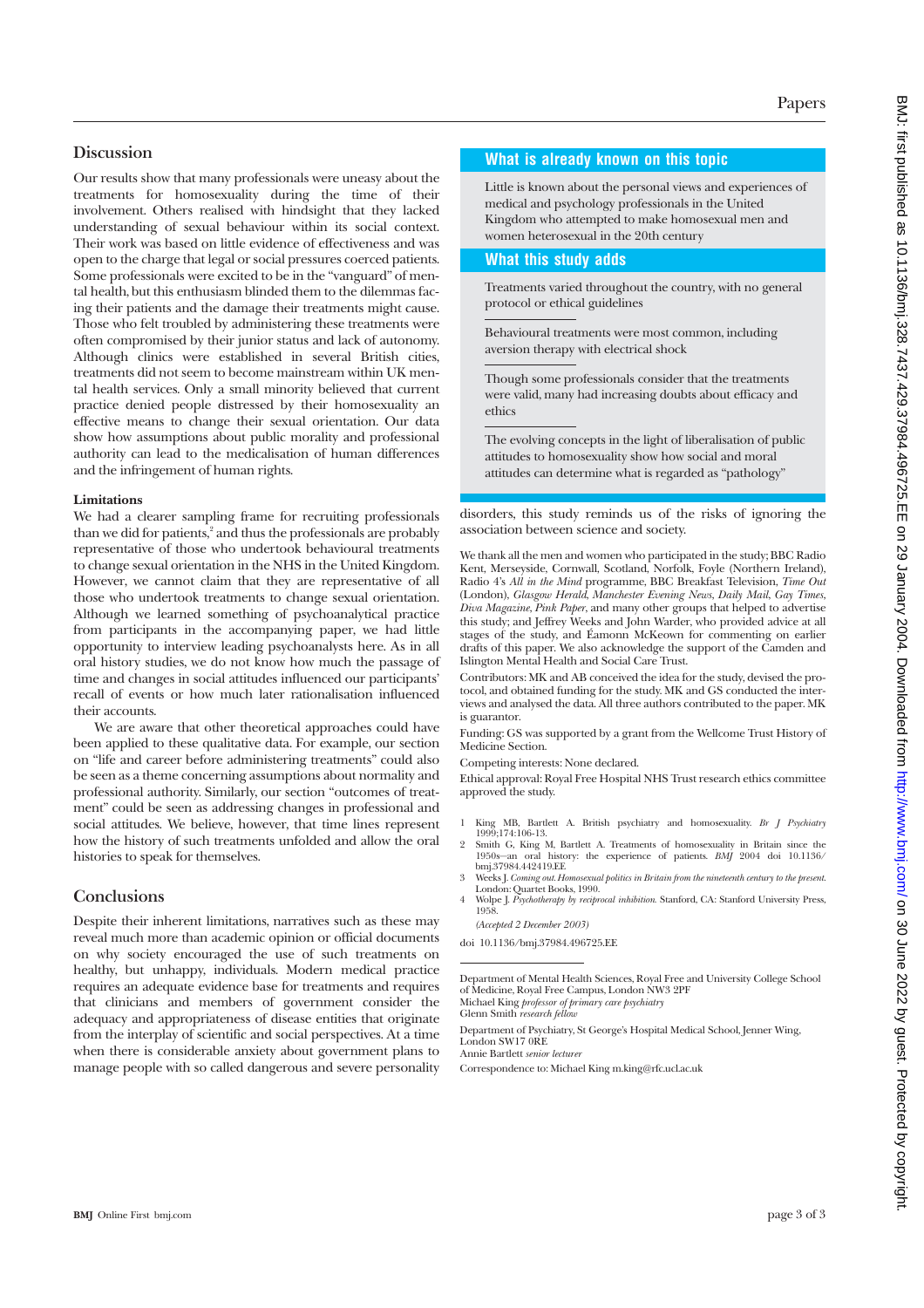## Discussion

Our results show that many professionals were uneasy about the treatments for homosexuality during the time of their involvement. Others realised with hindsight that they lacked understanding of sexual behaviour within its social context. Their work was based on little evidence of effectiveness and was open to the charge that legal or social pressures coerced patients. Some professionals were excited to be in the "vanguard" of mental health, but this enthusiasm blinded them to the dilemmas facing their patients and the damage their treatments might cause. Those who felt troubled by administering these treatments were often compromised by their junior status and lack of autonomy. Although clinics were established in several British cities, treatments did not seem to become mainstream within UK mental health services. Only a small minority believed that current practice denied people distressed by their homosexuality an effective means to change their sexual orientation. Our data show how assumptions about public morality and professional authority can lead to the medicalisation of human differences and the infringement of human rights.

**Limitations**

We had a clearer sampling frame for recruiting professionals than we did for patients,[2] and thus the professionals are probably representative of those who undertook behavioural treatments to change sexual orientation in the NHS in the United Kingdom. However, we cannot claim that they are representative of all those who undertook treatments to change sexual orientation. Although we learned something of psychoanalytical practice from participants in the accompanying paper, we had little opportunity to interview leading psychoanalysts here. As in all oral history studies, we do not know how much the passage of time and changes in social attitudes influenced our participants' recall of events or how much later rationalisation influenced their accounts.

We are aware that other theoretical approaches could have been applied to these qualitative data. For example, our section on "life and career before administering treatments" could also be seen as a theme concerning assumptions about normality and professional authority. Similarly, our section "outcomes of treatment" could be seen as addressing changes in professional and social attitudes. We believe, however, that time lines represent how the history of such treatments unfolded and allow the oral histories to speak for themselves.

## Conclusions

Despite their inherent limitations, narratives such as these may reveal much more than academic opinion or official documents on why society encouraged the use of such treatments on healthy, but unhappy, individuals. Modern medical practice requires an adequate evidence base for treatments and requires that clinicians and members of government consider the adequacy and appropriateness of disease entities that originate from the interplay of scientific and social perspectives. At a time when there is considerable anxiety about government plans to manage people with so called dangerous and severe personality disorders, this study reminds us of the risks of ignoring the association between science and society.

### What is already known on this topic

Little is known about the personal views and experiences of medical and psychology professionals in the United Kingdom who attempted to make homosexual men and women heterosexual in the 20th century

### What this study adds

Treatments varied throughout the country, with no general protocol or ethical guidelines

Behavioural treatments were most common, including aversion therapy with electrical shock

Though some professionals consider that the treatments were valid, many had increasing doubts about efficacy and ethics

The evolving concepts in the light of liberalisation of public attitudes to homosexuality show how social and moral attitudes can determine what is regarded as "pathology"

We thank all the men and women who participated in the study; BBC Radio Kent, Merseyside, Cornwall, Scotland, Norfolk, Foyle (Northern Ireland), Radio 4's *All in the Mind* programme, BBC Breakfast Television, *Time Out* (London), *Glasgow Herald*, *Manchester Evening News*, *Daily Mail*, *Gay Times*, *Diva Magazine*, *Pink Paper*, and many other groups that helped to advertise this study; and Jeffrey Weeks and John Warder, who provided advice at all stages of the study, and Éamonn McKeown for commenting on earlier drafts of this paper. We also acknowledge the support of the Camden and Islington Mental Health and Social Care Trust.

Contributors: MK and AB conceived the idea for the study, devised the protocol, and obtained funding for the study. MK and GS conducted the interviews and analysed the data. All three authors contributed to the paper. MK is guarantor.

Funding: GS was supported by a grant from the Wellcome Trust History of Medicine Section.

Competing interests: None declared.

Ethical approval: Royal Free Hospital NHS Trust research ethics committee approved the study.

1. King MB, Bartlett A. British psychiatry and homosexuality. *Br J Psychiatry* 1999;174:106-13.
2. Smith G, King M, Bartlett A. Treatments of homosexuality in Britain since the 1950s—an oral history: the experience of patients. *BMJ* 2004 doi 10.1136/bmj.37984.442419.EE
3. Weeks J. *Coming out. Homosexual politics in Britain from the nineteenth century to the present.* London: Quartet Books, 1990.
4. Wolpe J. *Psychotherapy by reciprocal inhibition.* Stanford, CA: Stanford University Press, 1958.

*(Accepted 2 December 2003)*

doi 10.1136/bmj.37984.496725.EE

Department of Mental Health Sciences, Royal Free and University College School of Medicine, Royal Free Campus, London NW3 2PF
Michael King *professor of primary care psychiatry*
Glenn Smith *research fellow*

Department of Psychiatry, St George's Hospital Medical School, Jenner Wing, London SW17 0RE
Annie Bartlett *senior lecturer*

Correspondence to: Michael King m.king@rfc.ucl.ac.uk